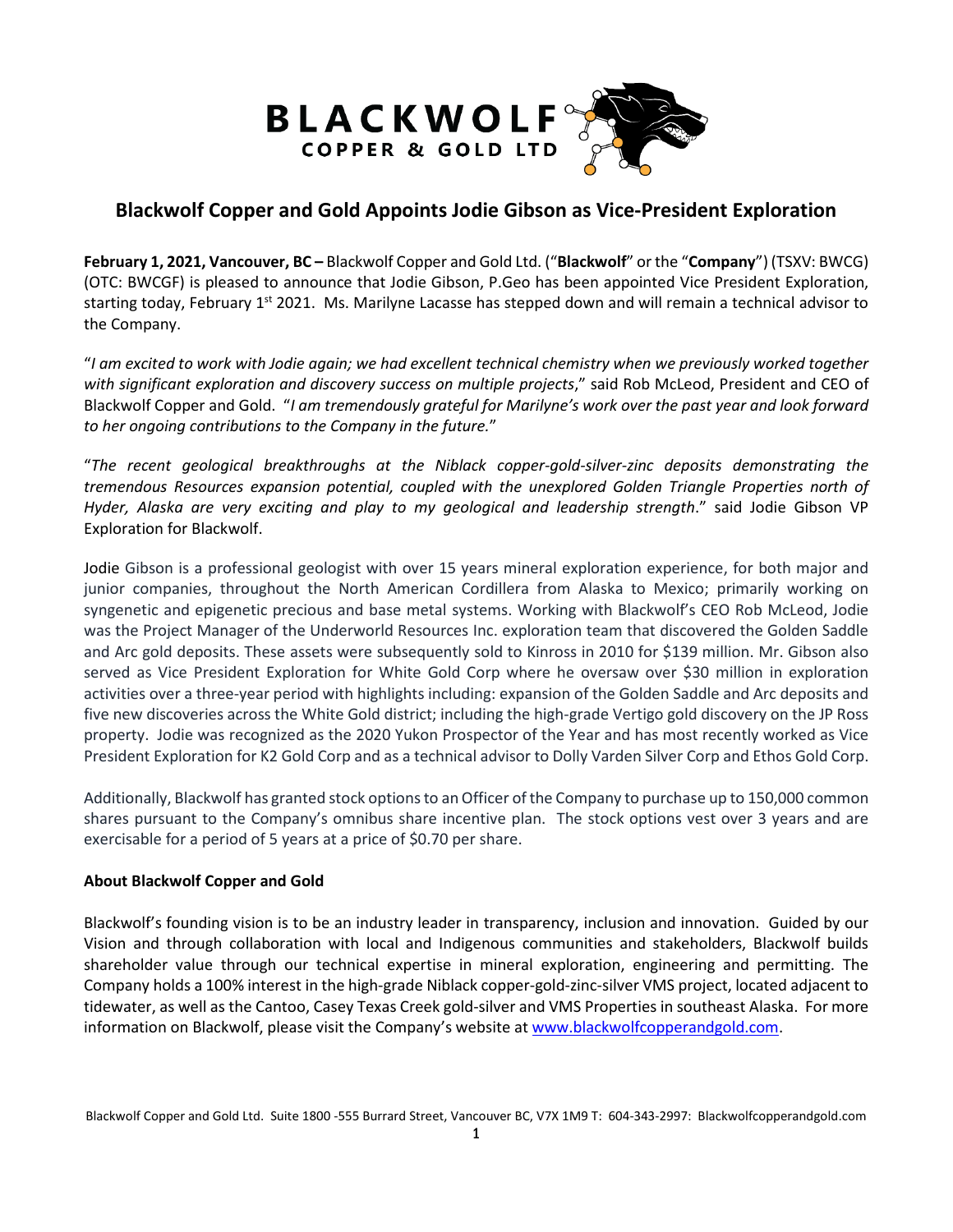# Blackwolf Copper and Gold Appoints Jodie Gibson as Vice-President Exploration

**February 1, 2021, Vancouver, BC –** Blackwolf Copper and Gold Ltd. ("**Blackwolf**" or the "**Company**") (TSXV: BWCG) (OTC: BWCGF) is pleased to announce that Jodie Gibson, P.Geo has been appointed Vice President Exploration, starting today, February 1st 2021. Ms. Marilyne Lacasse has stepped down and will remain a technical advisor to the Company.

"*I am excited to work with Jodie again; we had excellent technical chemistry when we previously worked together with significant exploration and discovery success on multiple projects*," said Rob McLeod, President and CEO of Blackwolf Copper and Gold. "*I am tremendously grateful for Marilyne's work over the past year and look forward to her ongoing contributions to the Company in the future.*"

"*The recent geological breakthroughs at the Niblack copper-gold-silver-zinc deposits demonstrating the tremendous Resources expansion potential, coupled with the unexplored Golden Triangle Properties north of Hyder, Alaska are very exciting and play to my geological and leadership strength*." said Jodie Gibson VP Exploration for Blackwolf.

Jodie Gibson is a professional geologist with over 15 years mineral exploration experience, for both major and junior companies, throughout the North American Cordillera from Alaska to Mexico; primarily working on syngenetic and epigenetic precious and base metal systems. Working with Blackwolf's CEO Rob McLeod, Jodie was the Project Manager of the Underworld Resources Inc. exploration team that discovered the Golden Saddle and Arc gold deposits. These assets were subsequently sold to Kinross in 2010 for $139 million. Mr. Gibson also served as Vice President Exploration for White Gold Corp where he oversaw over $30 million in exploration activities over a three-year period with highlights including: expansion of the Golden Saddle and Arc deposits and five new discoveries across the White Gold district; including the high-grade Vertigo gold discovery on the JP Ross property. Jodie was recognized as the 2020 Yukon Prospector of the Year and has most recently worked as Vice President Exploration for K2 Gold Corp and as a technical advisor to Dolly Varden Silver Corp and Ethos Gold Corp.

Additionally, Blackwolf has granted stock options to an Officer of the Company to purchase up to 150,000 common shares pursuant to the Company's omnibus share incentive plan. The stock options vest over 3 years and are exercisable for a period of 5 years at a price of $0.70 per share.

**About Blackwolf Copper and Gold**

Blackwolf's founding vision is to be an industry leader in transparency, inclusion and innovation. Guided by our Vision and through collaboration with local and Indigenous communities and stakeholders, Blackwolf builds shareholder value through our technical expertise in mineral exploration, engineering and permitting. The Company holds a 100% interest in the high-grade Niblack copper-gold-zinc-silver VMS project, located adjacent to tidewater, as well as the Cantoo, Casey Texas Creek gold-silver and VMS Properties in southeast Alaska. For more information on Blackwolf, please visit the Company's website at [www.blackwolfcopperandgold.com](www.blackwolfcopperandgold.com).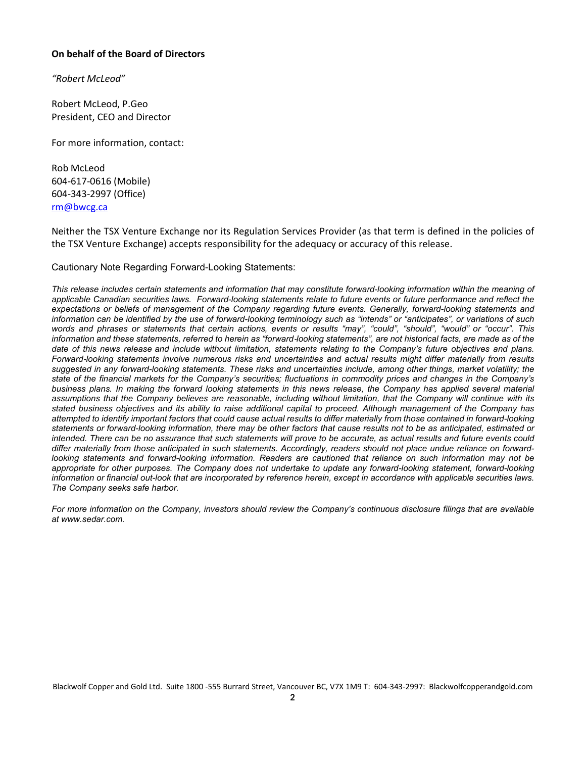**On behalf of the Board of Directors**

*"Robert McLeod"*

Robert McLeod, P.Geo
President, CEO and Director

For more information, contact:

Rob McLeod
604-617-0616 (Mobile)
604-343-2997 (Office)
rm@bwcg.ca

Neither the TSX Venture Exchange nor its Regulation Services Provider (as that term is defined in the policies of the TSX Venture Exchange) accepts responsibility for the adequacy or accuracy of this release.

Cautionary Note Regarding Forward-Looking Statements:

*This release includes certain statements and information that may constitute forward-looking information within the meaning of applicable Canadian securities laws. Forward-looking statements relate to future events or future performance and reflect the expectations or beliefs of management of the Company regarding future events. Generally, forward-looking statements and information can be identified by the use of forward-looking terminology such as "intends" or "anticipates", or variations of such words and phrases or statements that certain actions, events or results "may", "could", "should", "would" or "occur". This information and these statements, referred to herein as "forward-looking statements", are not historical facts, are made as of the date of this news release and include without limitation, statements relating to the Company's future objectives and plans. Forward-looking statements involve numerous risks and uncertainties and actual results might differ materially from results suggested in any forward-looking statements. These risks and uncertainties include, among other things, market volatility; the state of the financial markets for the Company's securities; fluctuations in commodity prices and changes in the Company's business plans. In making the forward looking statements in this news release, the Company has applied several material assumptions that the Company believes are reasonable, including without limitation, that the Company will continue with its stated business objectives and its ability to raise additional capital to proceed. Although management of the Company has attempted to identify important factors that could cause actual results to differ materially from those contained in forward-looking statements or forward-looking information, there may be other factors that cause results not to be as anticipated, estimated or intended. There can be no assurance that such statements will prove to be accurate, as actual results and future events could differ materially from those anticipated in such statements. Accordingly, readers should not place undue reliance on forward-looking statements and forward-looking information. Readers are cautioned that reliance on such information may not be appropriate for other purposes. The Company does not undertake to update any forward-looking statement, forward-looking information or financial out-look that are incorporated by reference herein, except in accordance with applicable securities laws. The Company seeks safe harbor.*

*For more information on the Company, investors should review the Company's continuous disclosure filings that are available at www.sedar.com.*